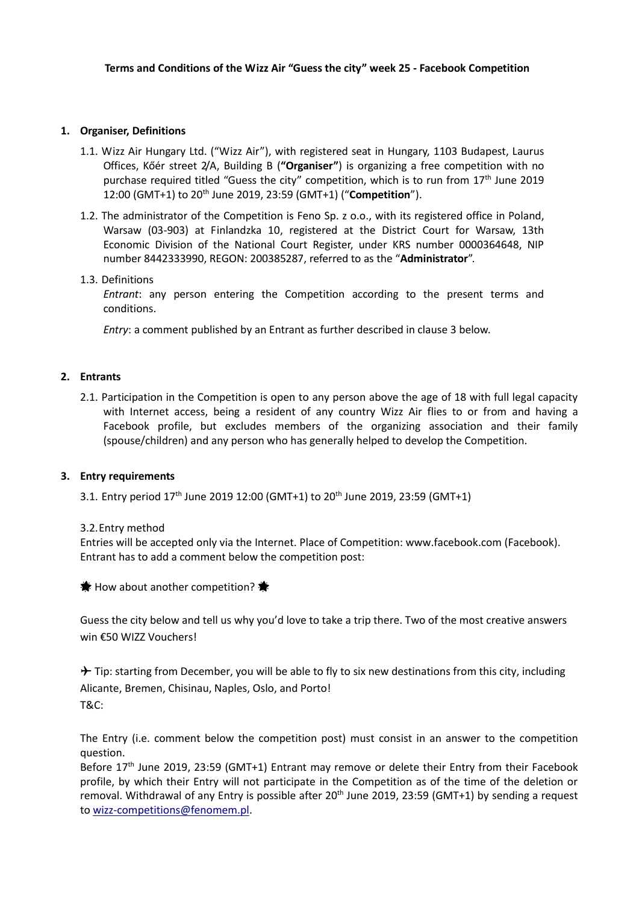**Terms and Conditions of the Wizz Air "Guess the city" week 25 - Facebook Competition**

1. **Organiser, Definitions**

   1.1. Wizz Air Hungary Ltd. ("Wizz Air"), with registered seat in Hungary, 1103 Budapest, Laurus Offices, Kőér street 2/A, Building B (**"Organiser"**) is organizing a free competition with no purchase required titled "Guess the city" competition, which is to run from 17th June 2019 12:00 (GMT+1) to 20th June 2019, 23:59 (GMT+1) ("**Competition**").

   1.2. The administrator of the Competition is Feno Sp. z o.o., with its registered office in Poland, Warsaw (03-903) at Finlandzka 10, registered at the District Court for Warsaw, 13th Economic Division of the National Court Register, under KRS number 0000364648, NIP number 8442333990, REGON: 200385287, referred to as the "**Administrator**".

   1.3. Definitions

   *Entrant*: any person entering the Competition according to the present terms and conditions.

   *Entry*: a comment published by an Entrant as further described in clause 3 below.

2. **Entrants**

   2.1. Participation in the Competition is open to any person above the age of 18 with full legal capacity with Internet access, being a resident of any country Wizz Air flies to or from and having a Facebook profile, but excludes members of the organizing association and their family (spouse/children) and any person who has generally helped to develop the Competition.

3. **Entry requirements**

   3.1. Entry period 17th June 2019 12:00 (GMT+1) to 20th June 2019, 23:59 (GMT+1)

   3.2. Entry method

Entries will be accepted only via the Internet. Place of Competition: www.facebook.com (Facebook). Entrant has to add a comment below the competition post:

🌟 How about another competition? 🌟

Guess the city below and tell us why you'd love to take a trip there. Two of the most creative answers win €50 WIZZ Vouchers!

✈ Tip: starting from December, you will be able to fly to six new destinations from this city, including Alicante, Bremen, Chisinau, Naples, Oslo, and Porto!

T&C:

The Entry (i.e. comment below the competition post) must consist in an answer to the competition question.

Before 17th June 2019, 23:59 (GMT+1) Entrant may remove or delete their Entry from their Facebook profile, by which their Entry will not participate in the Competition as of the time of the deletion or removal. Withdrawal of any Entry is possible after 20th June 2019, 23:59 (GMT+1) by sending a request to wizz-competitions@fenomem.pl.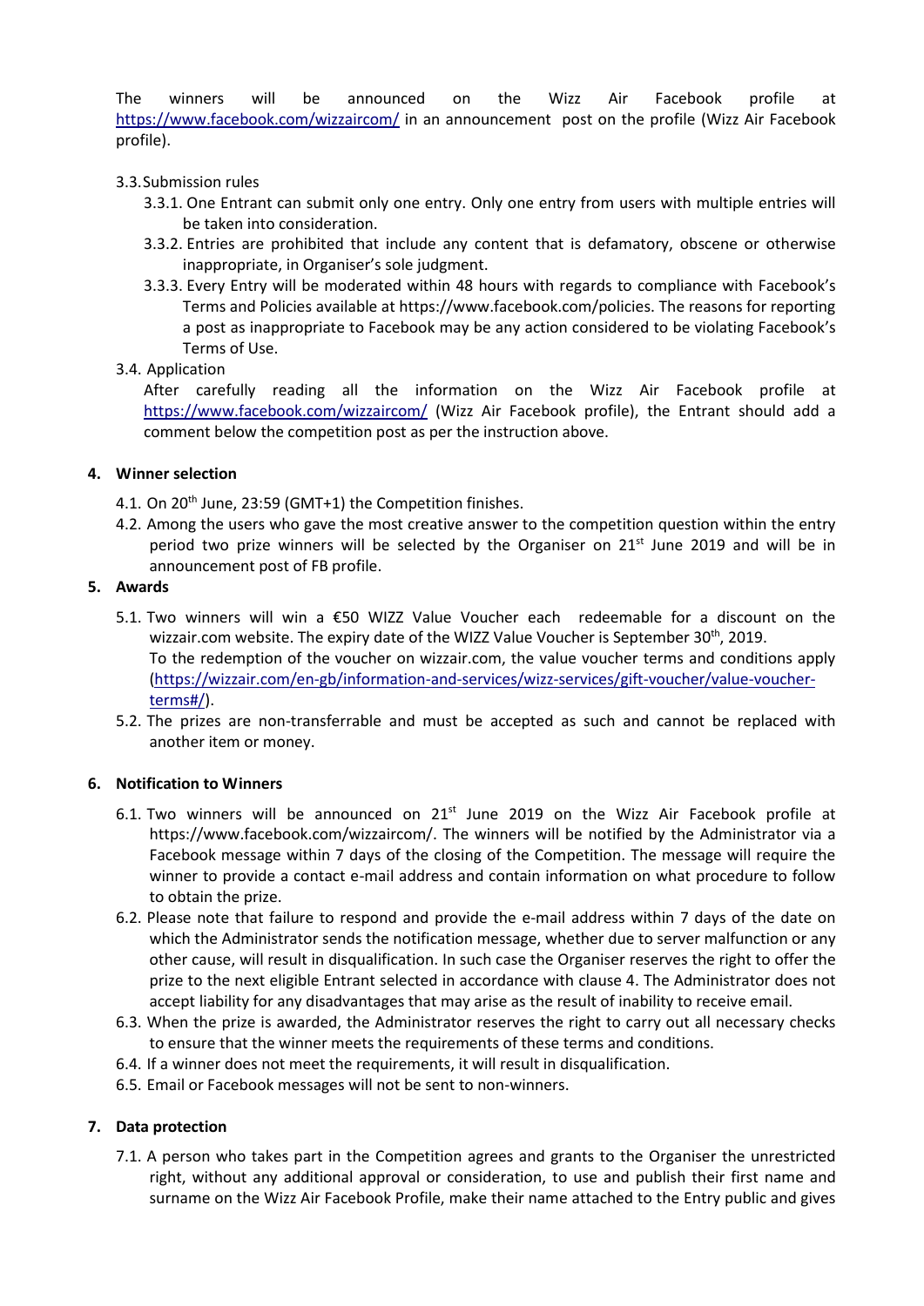The winners will be announced on the Wizz Air Facebook profile at https://www.facebook.com/wizzaircom/ in an announcement post on the profile (Wizz Air Facebook profile).

3.3. Submission rules

3.3.1. One Entrant can submit only one entry. Only one entry from users with multiple entries will be taken into consideration.

3.3.2. Entries are prohibited that include any content that is defamatory, obscene or otherwise inappropriate, in Organiser's sole judgment.

3.3.3. Every Entry will be moderated within 48 hours with regards to compliance with Facebook's Terms and Policies available at https://www.facebook.com/policies. The reasons for reporting a post as inappropriate to Facebook may be any action considered to be violating Facebook's Terms of Use.

3.4. Application

After carefully reading all the information on the Wizz Air Facebook profile at https://www.facebook.com/wizzaircom/ (Wizz Air Facebook profile), the Entrant should add a comment below the competition post as per the instruction above.

## 4. Winner selection

4.1. On 20th June, 23:59 (GMT+1) the Competition finishes.

4.2. Among the users who gave the most creative answer to the competition question within the entry period two prize winners will be selected by the Organiser on 21st June 2019 and will be in announcement post of FB profile.

## 5. Awards

5.1. Two winners will win a €50 WIZZ Value Voucher each redeemable for a discount on the wizzair.com website. The expiry date of the WIZZ Value Voucher is September 30th, 2019.
To the redemption of the voucher on wizzair.com, the value voucher terms and conditions apply (https://wizzair.com/en-gb/information-and-services/wizz-services/gift-voucher/value-voucher-terms#/).

5.2. The prizes are non-transferrable and must be accepted as such and cannot be replaced with another item or money.

## 6. Notification to Winners

6.1. Two winners will be announced on 21st June 2019 on the Wizz Air Facebook profile at https://www.facebook.com/wizzaircom/. The winners will be notified by the Administrator via a Facebook message within 7 days of the closing of the Competition. The message will require the winner to provide a contact e-mail address and contain information on what procedure to follow to obtain the prize.

6.2. Please note that failure to respond and provide the e-mail address within 7 days of the date on which the Administrator sends the notification message, whether due to server malfunction or any other cause, will result in disqualification. In such case the Organiser reserves the right to offer the prize to the next eligible Entrant selected in accordance with clause 4. The Administrator does not accept liability for any disadvantages that may arise as the result of inability to receive email.

6.3. When the prize is awarded, the Administrator reserves the right to carry out all necessary checks to ensure that the winner meets the requirements of these terms and conditions.

6.4. If a winner does not meet the requirements, it will result in disqualification.

6.5. Email or Facebook messages will not be sent to non-winners.

## 7. Data protection

7.1. A person who takes part in the Competition agrees and grants to the Organiser the unrestricted right, without any additional approval or consideration, to use and publish their first name and surname on the Wizz Air Facebook Profile, make their name attached to the Entry public and gives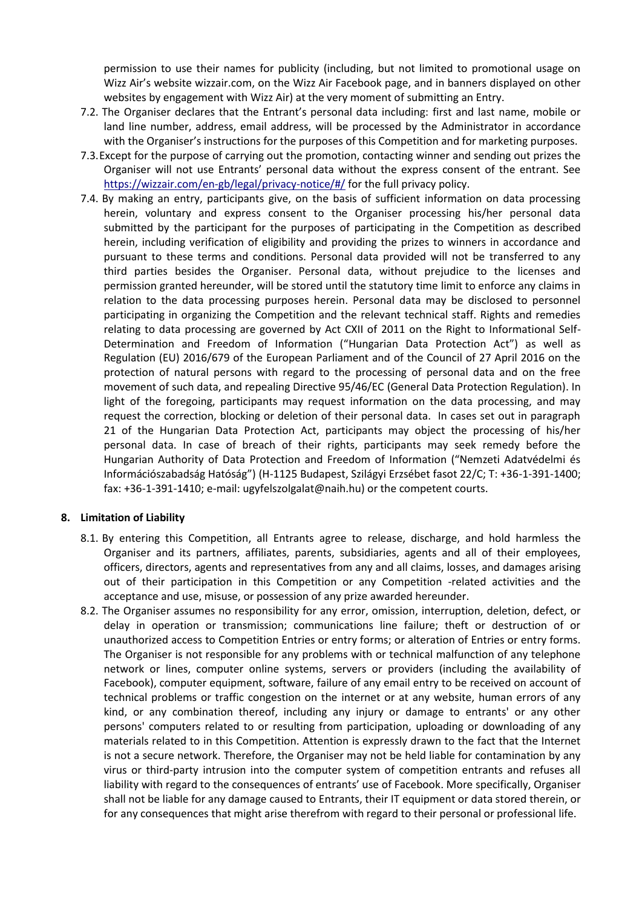permission to use their names for publicity (including, but not limited to promotional usage on Wizz Air's website wizzair.com, on the Wizz Air Facebook page, and in banners displayed on other websites by engagement with Wizz Air) at the very moment of submitting an Entry.

7.2. The Organiser declares that the Entrant's personal data including: first and last name, mobile or land line number, address, email address, will be processed by the Administrator in accordance with the Organiser's instructions for the purposes of this Competition and for marketing purposes.

7.3. Except for the purpose of carrying out the promotion, contacting winner and sending out prizes the Organiser will not use Entrants' personal data without the express consent of the entrant. See https://wizzair.com/en-gb/legal/privacy-notice/#/ for the full privacy policy.

7.4. By making an entry, participants give, on the basis of sufficient information on data processing herein, voluntary and express consent to the Organiser processing his/her personal data submitted by the participant for the purposes of participating in the Competition as described herein, including verification of eligibility and providing the prizes to winners in accordance and pursuant to these terms and conditions. Personal data provided will not be transferred to any third parties besides the Organiser. Personal data, without prejudice to the licenses and permission granted hereunder, will be stored until the statutory time limit to enforce any claims in relation to the data processing purposes herein. Personal data may be disclosed to personnel participating in organizing the Competition and the relevant technical staff. Rights and remedies relating to data processing are governed by Act CXII of 2011 on the Right to Informational Self-Determination and Freedom of Information ("Hungarian Data Protection Act") as well as Regulation (EU) 2016/679 of the European Parliament and of the Council of 27 April 2016 on the protection of natural persons with regard to the processing of personal data and on the free movement of such data, and repealing Directive 95/46/EC (General Data Protection Regulation). In light of the foregoing, participants may request information on the data processing, and may request the correction, blocking or deletion of their personal data. In cases set out in paragraph 21 of the Hungarian Data Protection Act, participants may object the processing of his/her personal data. In case of breach of their rights, participants may seek remedy before the Hungarian Authority of Data Protection and Freedom of Information ("Nemzeti Adatvédelmi és Információszabadság Hatóság") (H-1125 Budapest, Szilágyi Erzsébet fasot 22/C; T: +36-1-391-1400; fax: +36-1-391-1410; e-mail: ugyfelszolgalat@naih.hu) or the competent courts.

## 8. Limitation of Liability

8.1. By entering this Competition, all Entrants agree to release, discharge, and hold harmless the Organiser and its partners, affiliates, parents, subsidiaries, agents and all of their employees, officers, directors, agents and representatives from any and all claims, losses, and damages arising out of their participation in this Competition or any Competition -related activities and the acceptance and use, misuse, or possession of any prize awarded hereunder.

8.2. The Organiser assumes no responsibility for any error, omission, interruption, deletion, defect, or delay in operation or transmission; communications line failure; theft or destruction of or unauthorized access to Competition Entries or entry forms; or alteration of Entries or entry forms. The Organiser is not responsible for any problems with or technical malfunction of any telephone network or lines, computer online systems, servers or providers (including the availability of Facebook), computer equipment, software, failure of any email entry to be received on account of technical problems or traffic congestion on the internet or at any website, human errors of any kind, or any combination thereof, including any injury or damage to entrants' or any other persons' computers related to or resulting from participation, uploading or downloading of any materials related to in this Competition. Attention is expressly drawn to the fact that the Internet is not a secure network. Therefore, the Organiser may not be held liable for contamination by any virus or third-party intrusion into the computer system of competition entrants and refuses all liability with regard to the consequences of entrants' use of Facebook. More specifically, Organiser shall not be liable for any damage caused to Entrants, their IT equipment or data stored therein, or for any consequences that might arise therefrom with regard to their personal or professional life.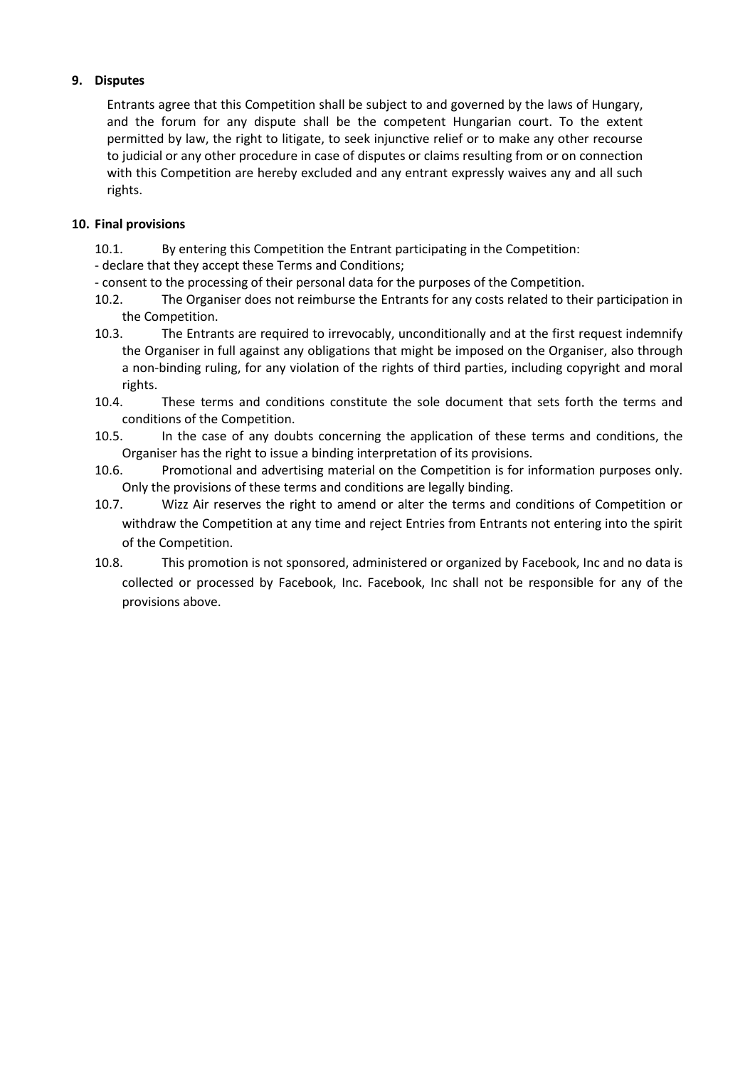## 9. Disputes

Entrants agree that this Competition shall be subject to and governed by the laws of Hungary, and the forum for any dispute shall be the competent Hungarian court. To the extent permitted by law, the right to litigate, to seek injunctive relief or to make any other recourse to judicial or any other procedure in case of disputes or claims resulting from or on connection with this Competition are hereby excluded and any entrant expressly waives any and all such rights.

## 10. Final provisions

10.1. By entering this Competition the Entrant participating in the Competition:

- declare that they accept these Terms and Conditions;
- consent to the processing of their personal data for the purposes of the Competition.

10.2. The Organiser does not reimburse the Entrants for any costs related to their participation in the Competition.

10.3. The Entrants are required to irrevocably, unconditionally and at the first request indemnify the Organiser in full against any obligations that might be imposed on the Organiser, also through a non-binding ruling, for any violation of the rights of third parties, including copyright and moral rights.

10.4. These terms and conditions constitute the sole document that sets forth the terms and conditions of the Competition.

10.5. In the case of any doubts concerning the application of these terms and conditions, the Organiser has the right to issue a binding interpretation of its provisions.

10.6. Promotional and advertising material on the Competition is for information purposes only. Only the provisions of these terms and conditions are legally binding.

10.7. Wizz Air reserves the right to amend or alter the terms and conditions of Competition or withdraw the Competition at any time and reject Entries from Entrants not entering into the spirit of the Competition.

10.8. This promotion is not sponsored, administered or organized by Facebook, Inc and no data is collected or processed by Facebook, Inc. Facebook, Inc shall not be responsible for any of the provisions above.